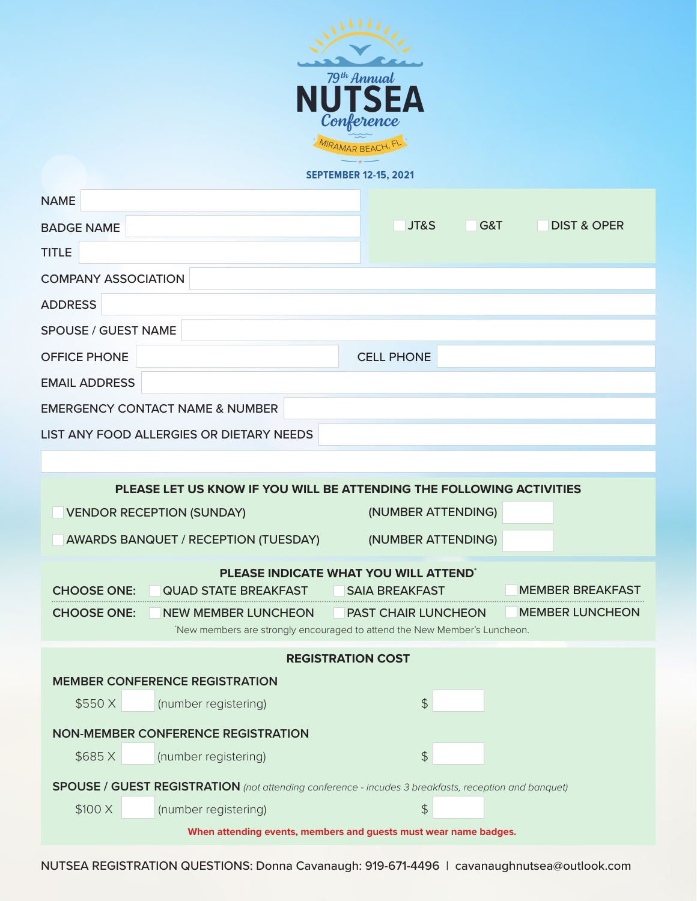# 79th Annual NUTSEA Conference

MIRAMAR BEACH, FL

**SEPTEMBER 12-15, 2021**

NAME

BADGE NAME

TITLE

☐ JT&S ☐ G&T ☐ DIST & OPER

COMPANY ASSOCIATION

ADDRESS

SPOUSE / GUEST NAME

OFFICE PHONE

CELL PHONE

EMAIL ADDRESS

EMERGENCY CONTACT NAME & NUMBER

LIST ANY FOOD ALLERGIES OR DIETARY NEEDS

## PLEASE LET US KNOW IF YOU WILL BE ATTENDING THE FOLLOWING ACTIVITIES

☐ VENDOR RECEPTION (SUNDAY) (NUMBER ATTENDING)

☐ AWARDS BANQUET / RECEPTION (TUESDAY) (NUMBER ATTENDING)

## PLEASE INDICATE WHAT YOU WILL ATTEND*

CHOOSE ONE: ☐ QUAD STATE BREAKFAST ☐ SAIA BREAKFAST ☐ MEMBER BREAKFAST

CHOOSE ONE: ☐ NEW MEMBER LUNCHEON ☐ PAST CHAIR LUNCHEON ☐ MEMBER LUNCHEON

*New members are strongly encouraged to attend the New Member's Luncheon.

## REGISTRATION COST

**MEMBER CONFERENCE REGISTRATION**

$550 X ____ (number registering) $ ____

**NON-MEMBER CONFERENCE REGISTRATION**

$685 X ____ (number registering) $ ____

**SPOUSE / GUEST REGISTRATION** *(not attending conference - incudes 3 breakfasts, reception and banquet)*

$100 X ____ (number registering) $ ____

**When attending events, members and guests must wear name badges.**

NUTSEA REGISTRATION QUESTIONS: Donna Cavanaugh: 919-671-4496 | cavanaughnutsea@outlook.com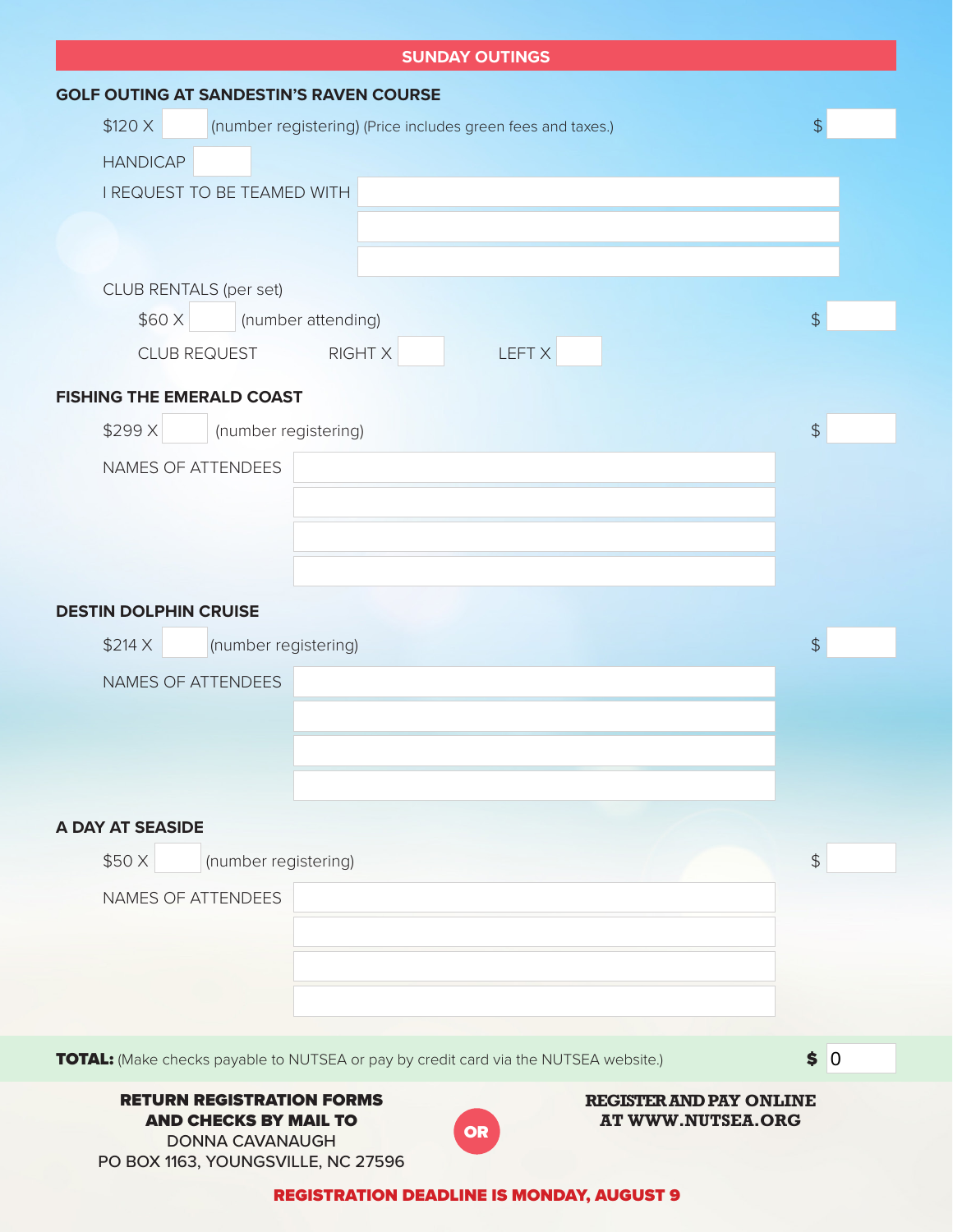## SUNDAY OUTINGS

### GOLF OUTING AT SANDESTIN'S RAVEN COURSE

$120 X ______ (number registering) (Price includes green fees and taxes.) $ ______

HANDICAP ______

I REQUEST TO BE TEAMED WITH ______

CLUB RENTALS (per set)

$60 X ______ (number attending) $ ______

CLUB REQUEST RIGHT X ______ LEFT X ______

### FISHING THE EMERALD COAST

$299 X ______ (number registering) $ ______

NAMES OF ATTENDEES ______

### DESTIN DOLPHIN CRUISE

$214 X ______ (number registering) $ ______

NAMES OF ATTENDEES ______

### A DAY AT SEASIDE

$50 X ______ (number registering) $ ______

NAMES OF ATTENDEES ______

**TOTAL:** (Make checks payable to NUTSEA or pay by credit card via the NUTSEA website.) **$** 0

**RETURN REGISTRATION FORMS AND CHECKS BY MAIL TO**
DONNA CAVANAUGH
PO BOX 1163, YOUNGSVILLE, NC 27596

**OR**

**REGISTER AND PAY ONLINE AT WWW.NUTSEA.ORG**

**REGISTRATION DEADLINE IS MONDAY, AUGUST 9**